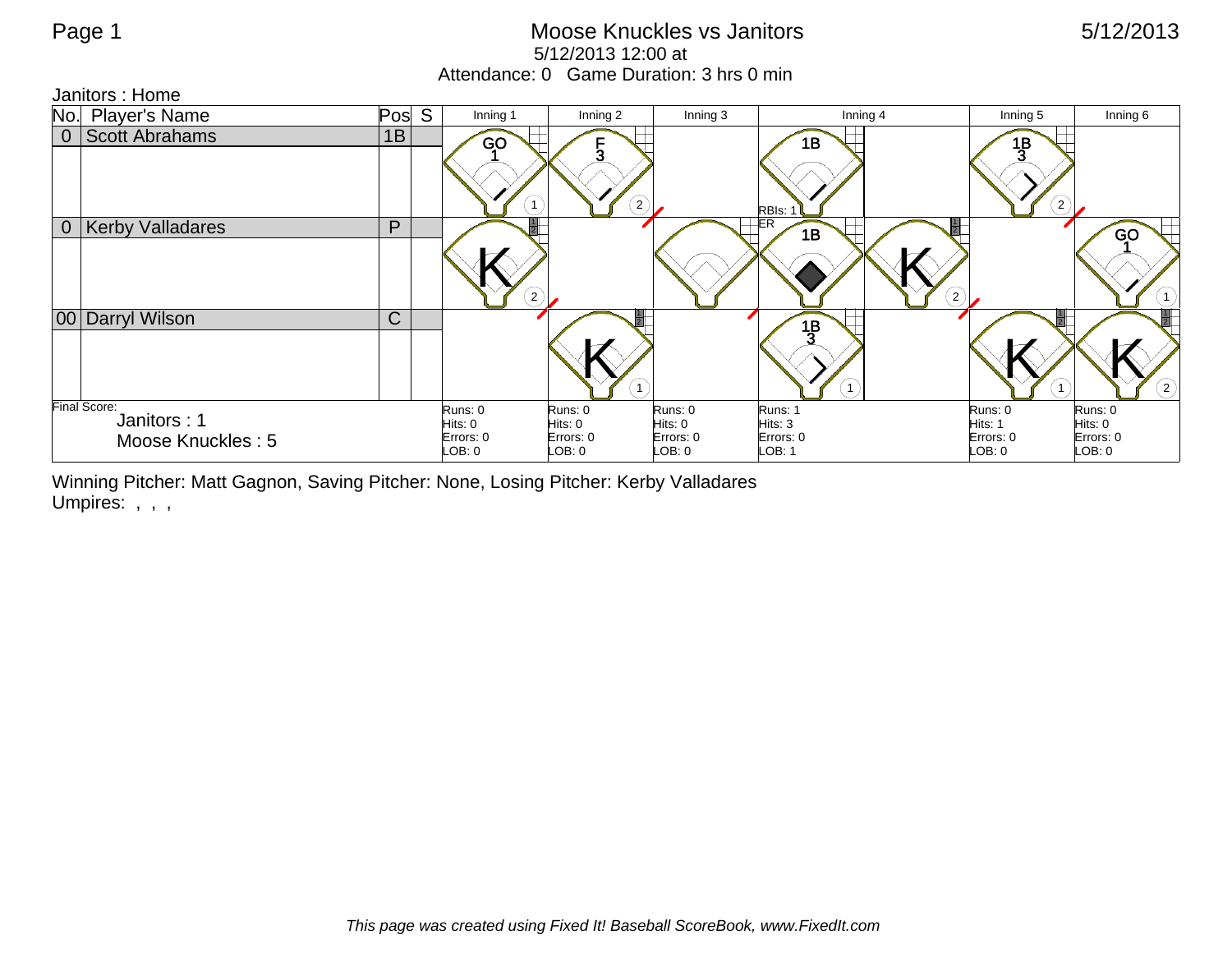# Moose Knuckles vs Janitors

5/12/2013 12:00 at

Attendance: 0   Game Duration: 3 hrs 0 min

Janitors : Home

| No. | Player's Name | Pos | S | Inning 1 | Inning 2 | Inning 3 | Inning 4 | | Inning 5 | Inning 6 |
|---|---|---|---|---|---|---|---|---|---|---|
| 0 | Scott Abrahams | 1B | | GO 1 (1) | F 3 (2) | | 1B RBIs: 1 | | 1B 3 (2) | |
| 0 | Kerby Valladares | P | | K (2) | | | ER 1B | K (2) | | GO 1 (1) |
| 00 | Darryl Wilson | C | | | K (1) | | 1B 3 (1) | | K (1) | K (2) |
| Final Score: Janitors : 1 Moose Knuckles : 5 | | | | Runs: 0 Hits: 0 Errors: 0 LOB: 0 | Runs: 0 Hits: 0 Errors: 0 LOB: 0 | Runs: 0 Hits: 0 Errors: 0 LOB: 0 | Runs: 1 Hits: 3 Errors: 0 LOB: 1 | | Runs: 0 Hits: 1 Errors: 0 LOB: 0 | Runs: 0 Hits: 0 Errors: 0 LOB: 0 |

Winning Pitcher: Matt Gagnon, Saving Pitcher: None, Losing Pitcher: Kerby Valladares

Umpires: , , ,

*This page was created using Fixed It! Baseball ScoreBook, www.FixedIt.com*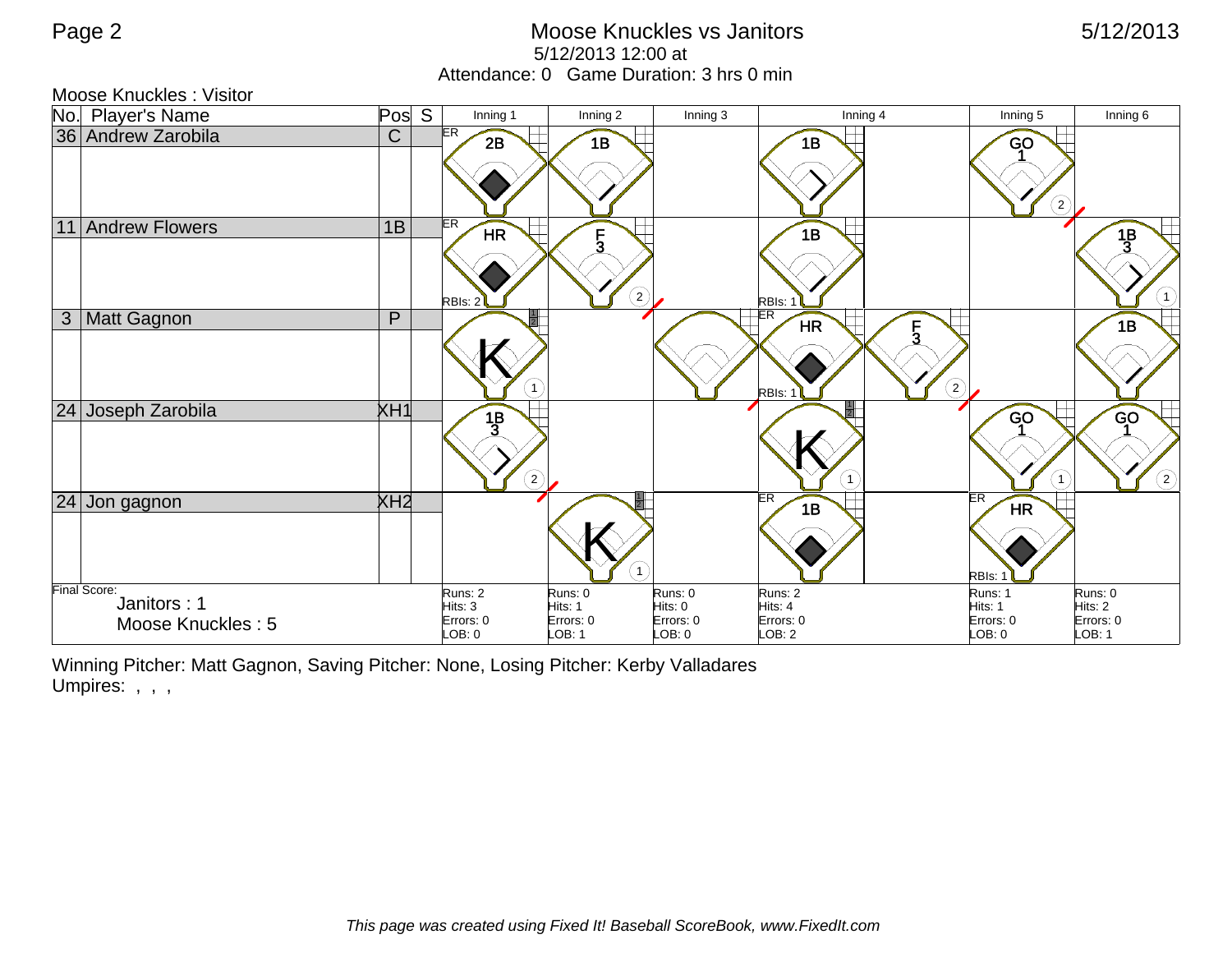# Moose Knuckles vs Janitors

5/12/2013 12:00 at

Attendance: 0   Game Duration: 3 hrs 0 min

Moose Knuckles : Visitor

| No. | Player's Name | Pos | S | Inning 1 | Inning 2 | Inning 3 | Inning 4 | | Inning 5 | Inning 6 |
|---|---|---|---|---|---|---|---|---|---|---|
| 36 | Andrew Zarobila | C | | ER 2B | 1B | | 1B | | GO 1 (2) | |
| 11 | Andrew Flowers | 1B | | ER HR RBIs: 2 | F 3 (2) | | 1B RBIs: 1 | | | 1B 3 (1) |
| 3 | Matt Gagnon | P | | K (1) | | | ER HR RBIs: 1 | F 3 (2) | | 1B |
| 24 | Joseph Zarobila | XH1 | | 1B 3 (2) | | | K (1) | | GO 1 (1) | GO 1 (2) |
| 24 | Jon gagnon | XH2 | | | K (1) | | ER 1B | | ER HR RBIs: 1 | |
| Final Score: Janitors : 1 Moose Knuckles : 5 | | | | Runs: 2 Hits: 3 Errors: 0 LOB: 0 | Runs: 0 Hits: 1 Errors: 0 LOB: 1 | Runs: 0 Hits: 0 Errors: 0 LOB: 0 | Runs: 2 Hits: 4 Errors: 0 LOB: 2 | | Runs: 1 Hits: 1 Errors: 0 LOB: 0 | Runs: 0 Hits: 2 Errors: 0 LOB: 1 |

Winning Pitcher: Matt Gagnon, Saving Pitcher: None, Losing Pitcher: Kerby Valladares

Umpires: , , ,

*This page was created using Fixed It! Baseball ScoreBook, www.FixedIt.com*